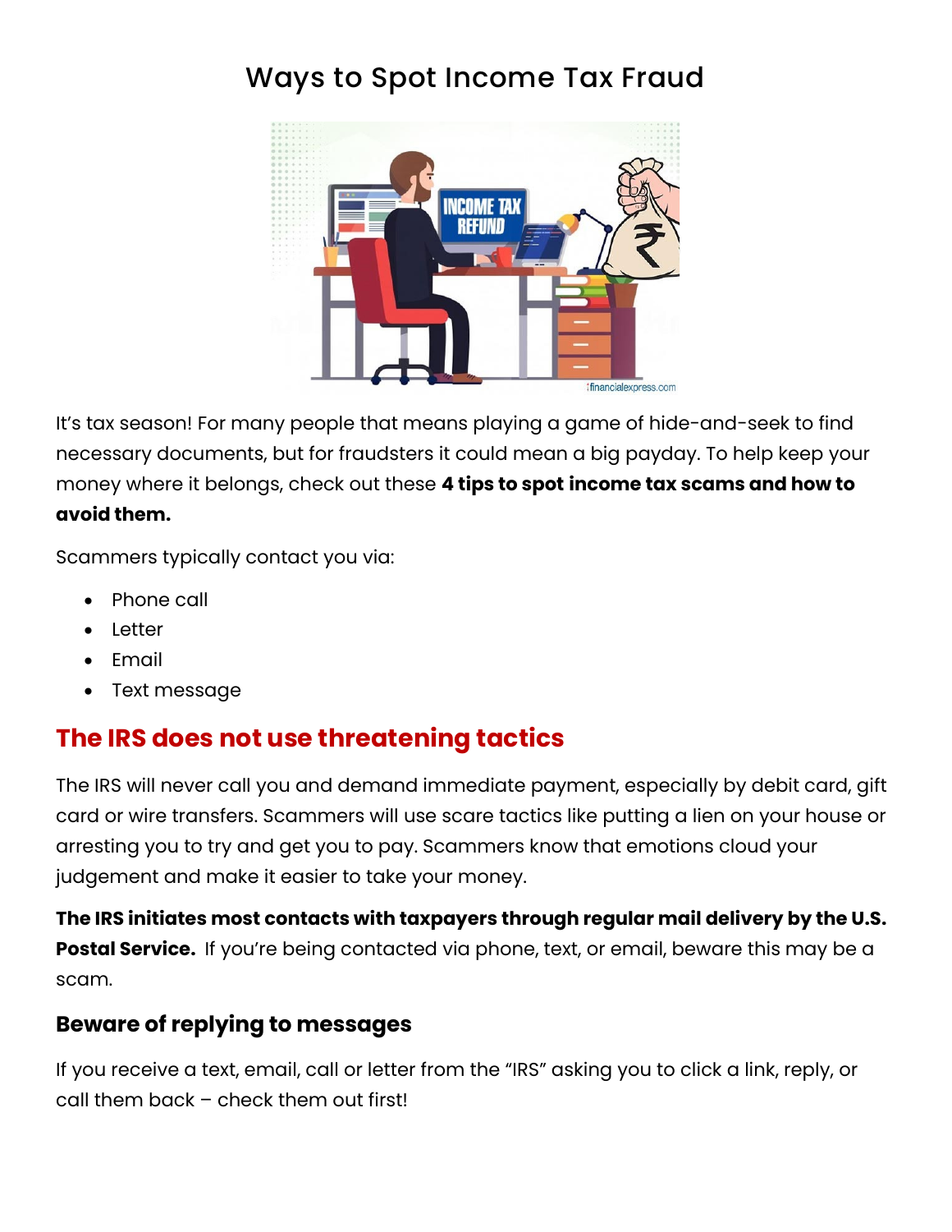# Ways to Spot Income Tax Fraud

It's tax season! For many people that means playing a game of hide-and-seek to find necessary documents, but for fraudsters it could mean a big payday. To help keep your money where it belongs, check out these **4 tips to spot income tax scams and how to avoid them.**

Scammers typically contact you via:

- Phone call
- Letter
- Email
- Text message

## The IRS does not use threatening tactics

The IRS will never call you and demand immediate payment, especially by debit card, gift card or wire transfers. Scammers will use scare tactics like putting a lien on your house or arresting you to try and get you to pay. Scammers know that emotions cloud your judgement and make it easier to take your money.

**The IRS initiates most contacts with taxpayers through regular mail delivery by the U.S. Postal Service.** If you're being contacted via phone, text, or email, beware this may be a scam.

### Beware of replying to messages

If you receive a text, email, call or letter from the "IRS" asking you to click a link, reply, or call them back – check them out first!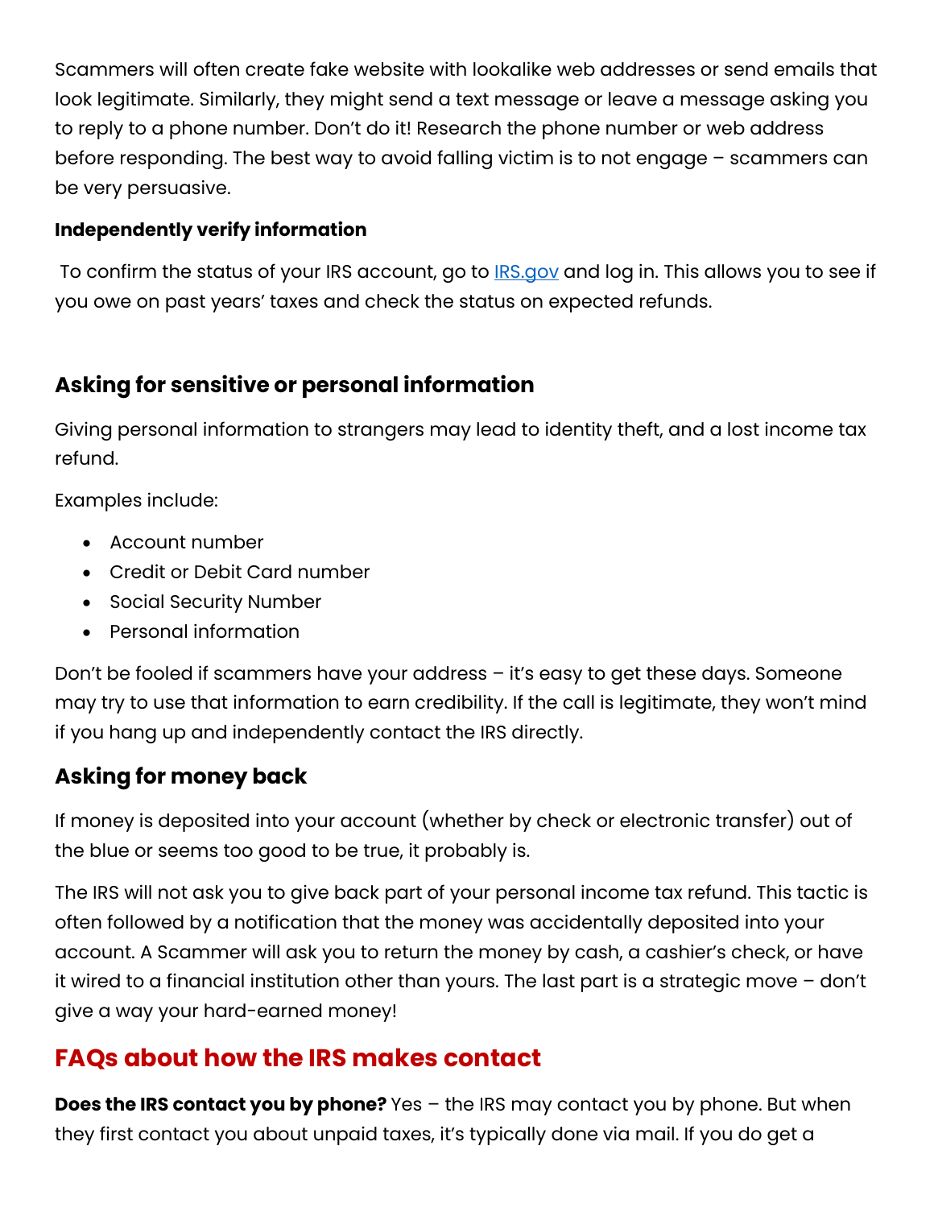Scammers will often create fake website with lookalike web addresses or send emails that look legitimate. Similarly, they might send a text message or leave a message asking you to reply to a phone number. Don't do it! Research the phone number or web address before responding. The best way to avoid falling victim is to not engage – scammers can be very persuasive.

**Independently verify information**

To confirm the status of your IRS account, go to [IRS.gov](IRS.gov) and log in. This allows you to see if you owe on past years' taxes and check the status on expected refunds.

## Asking for sensitive or personal information

Giving personal information to strangers may lead to identity theft, and a lost income tax refund.

Examples include:

- Account number
- Credit or Debit Card number
- Social Security Number
- Personal information

Don't be fooled if scammers have your address – it's easy to get these days. Someone may try to use that information to earn credibility. If the call is legitimate, they won't mind if you hang up and independently contact the IRS directly.

## Asking for money back

If money is deposited into your account (whether by check or electronic transfer) out of the blue or seems too good to be true, it probably is.

The IRS will not ask you to give back part of your personal income tax refund. This tactic is often followed by a notification that the money was accidentally deposited into your account. A Scammer will ask you to return the money by cash, a cashier's check, or have it wired to a financial institution other than yours. The last part is a strategic move – don't give a way your hard-earned money!

## FAQs about how the IRS makes contact

**Does the IRS contact you by phone?** Yes – the IRS may contact you by phone. But when they first contact you about unpaid taxes, it's typically done via mail. If you do get a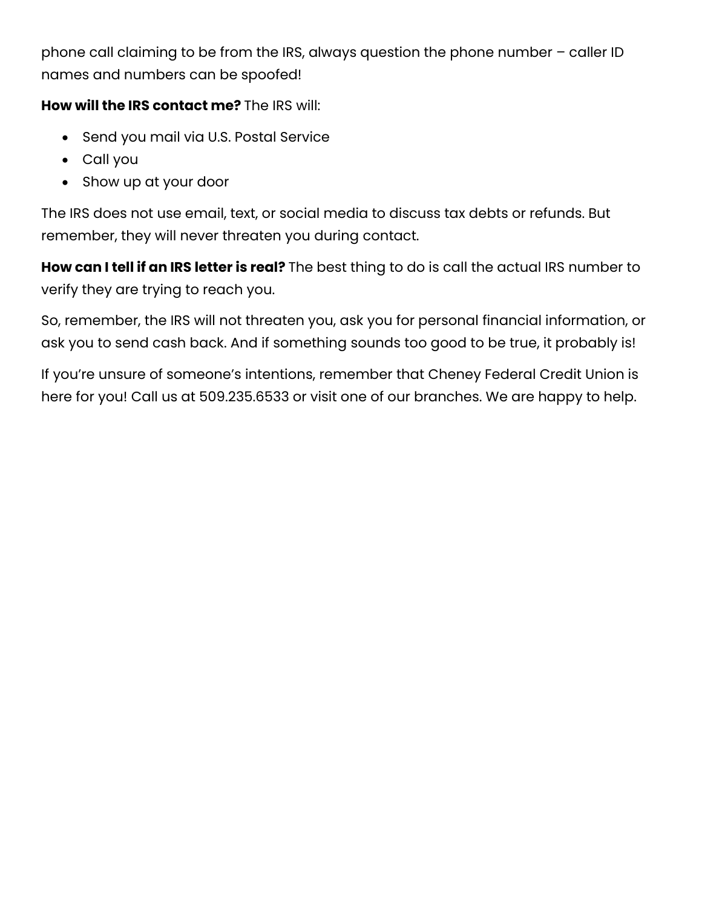phone call claiming to be from the IRS, always question the phone number – caller ID names and numbers can be spoofed!

**How will the IRS contact me?** The IRS will:

- Send you mail via U.S. Postal Service
- Call you
- Show up at your door

The IRS does not use email, text, or social media to discuss tax debts or refunds. But remember, they will never threaten you during contact.

**How can I tell if an IRS letter is real?** The best thing to do is call the actual IRS number to verify they are trying to reach you.

So, remember, the IRS will not threaten you, ask you for personal financial information, or ask you to send cash back. And if something sounds too good to be true, it probably is!

If you're unsure of someone's intentions, remember that Cheney Federal Credit Union is here for you! Call us at 509.235.6533 or visit one of our branches. We are happy to help.